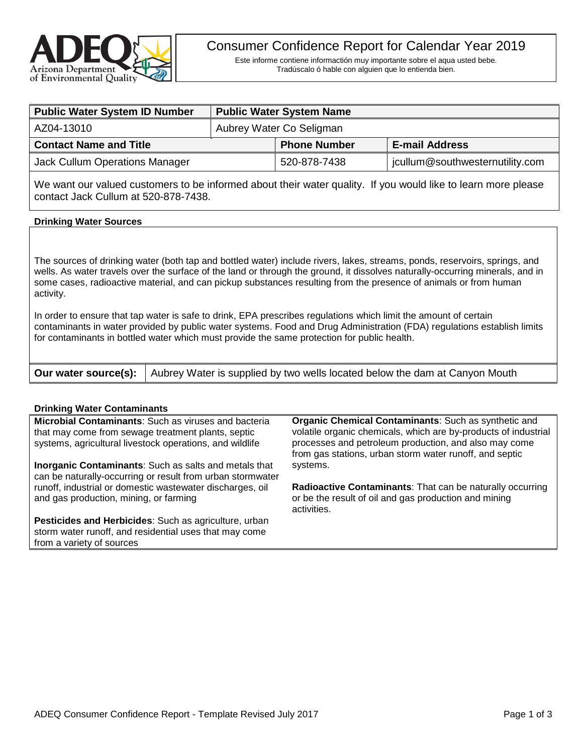# Consumer Confidence Report for Calendar Year 2019

Este informe contiene informactión muy importante sobre el aqua usted bebe.
Tradúscalo ó hable con alguien que lo entienda bien.

| Public Water System ID Number | Public Water System Name | | |
|---|---|---|---|
| AZ04-13010 | Aubrey Water Co Seligman | | |
| **Contact Name and Title** | | **Phone Number** | **E-mail Address** |
| Jack Cullum Operations Manager | | 520-878-7438 | jcullum@southwesternutility.com |

We want our valued customers to be informed about their water quality. If you would like to learn more please contact Jack Cullum at 520-878-7438.

**Drinking Water Sources**

The sources of drinking water (both tap and bottled water) include rivers, lakes, streams, ponds, reservoirs, springs, and wells. As water travels over the surface of the land or through the ground, it dissolves naturally-occurring minerals, and in some cases, radioactive material, and can pickup substances resulting from the presence of animals or from human activity.

In order to ensure that tap water is safe to drink, EPA prescribes regulations which limit the amount of certain contaminants in water provided by public water systems. Food and Drug Administration (FDA) regulations establish limits for contaminants in bottled water which must provide the same protection for public health.

| **Our water source(s):** | Aubrey Water is supplied by two wells located below the dam at Canyon Mouth |
|---|---|

**Drinking Water Contaminants**

**Microbial Contaminants**: Such as viruses and bacteria that may come from sewage treatment plants, septic systems, agricultural livestock operations, and wildlife

**Inorganic Contaminants**: Such as salts and metals that can be naturally-occurring or result from urban stormwater runoff, industrial or domestic wastewater discharges, oil and gas production, mining, or farming

**Pesticides and Herbicides**: Such as agriculture, urban storm water runoff, and residential uses that may come from a variety of sources

**Organic Chemical Contaminants**: Such as synthetic and volatile organic chemicals, which are by-products of industrial processes and petroleum production, and also may come from gas stations, urban storm water runoff, and septic systems.

**Radioactive Contaminants**: That can be naturally occurring or be the result of oil and gas production and mining activities.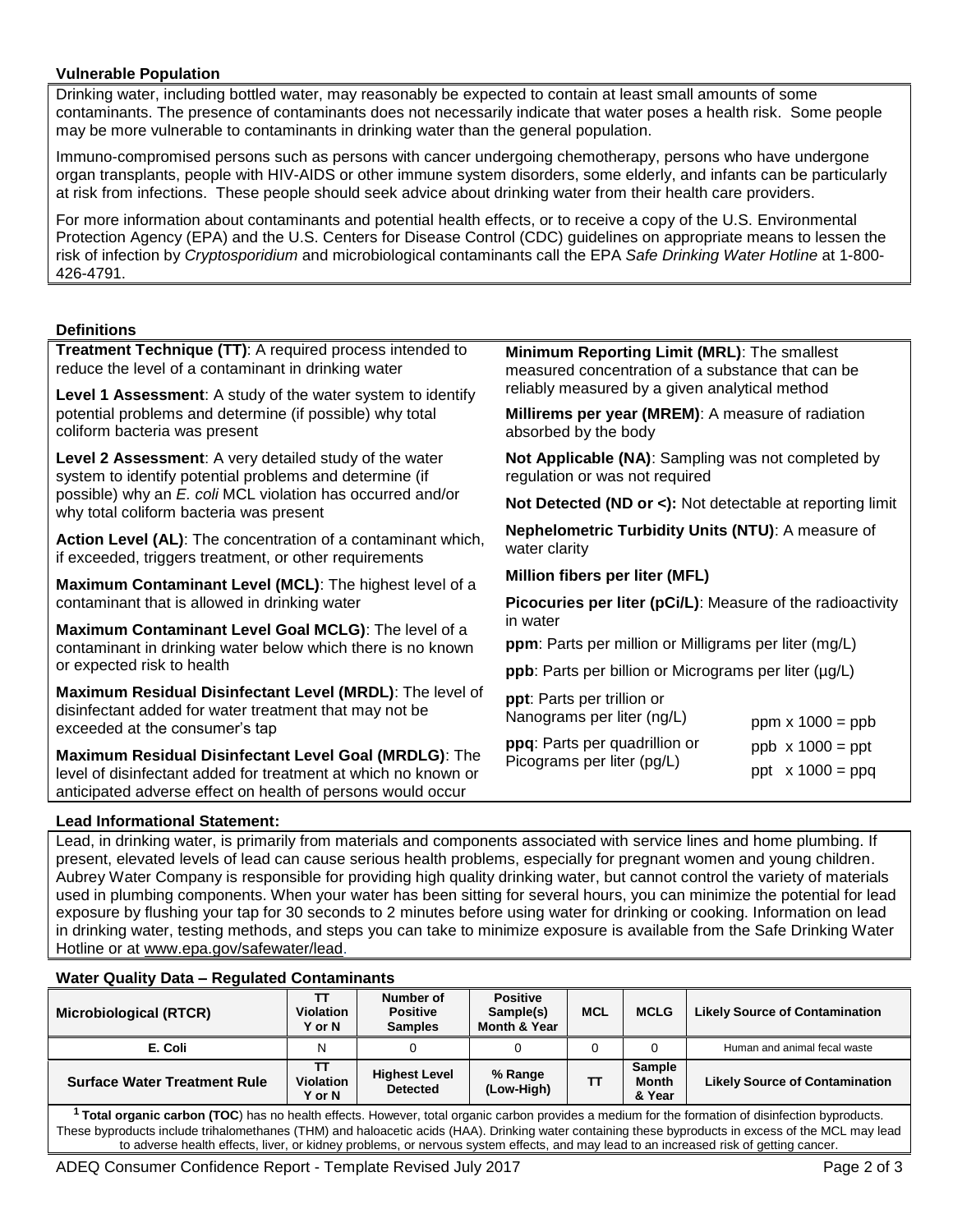### Vulnerable Population

Drinking water, including bottled water, may reasonably be expected to contain at least small amounts of some contaminants. The presence of contaminants does not necessarily indicate that water poses a health risk. Some people may be more vulnerable to contaminants in drinking water than the general population.

Immuno-compromised persons such as persons with cancer undergoing chemotherapy, persons who have undergone organ transplants, people with HIV-AIDS or other immune system disorders, some elderly, and infants can be particularly at risk from infections. These people should seek advice about drinking water from their health care providers.

For more information about contaminants and potential health effects, or to receive a copy of the U.S. Environmental Protection Agency (EPA) and the U.S. Centers for Disease Control (CDC) guidelines on appropriate means to lessen the risk of infection by *Cryptosporidium* and microbiological contaminants call the EPA *Safe Drinking Water Hotline* at 1-800-426-4791.

### Definitions

**Treatment Technique (TT)**: A required process intended to reduce the level of a contaminant in drinking water

**Level 1 Assessment**: A study of the water system to identify potential problems and determine (if possible) why total coliform bacteria was present

**Level 2 Assessment**: A very detailed study of the water system to identify potential problems and determine (if possible) why an *E. coli* MCL violation has occurred and/or why total coliform bacteria was present

**Action Level (AL)**: The concentration of a contaminant which, if exceeded, triggers treatment, or other requirements

**Maximum Contaminant Level (MCL)**: The highest level of a contaminant that is allowed in drinking water

**Maximum Contaminant Level Goal MCLG)**: The level of a contaminant in drinking water below which there is no known or expected risk to health

**Maximum Residual Disinfectant Level (MRDL)**: The level of disinfectant added for water treatment that may not be exceeded at the consumer's tap

**Maximum Residual Disinfectant Level Goal (MRDLG)**: The level of disinfectant added for treatment at which no known or anticipated adverse effect on health of persons would occur

**Minimum Reporting Limit (MRL)**: The smallest measured concentration of a substance that can be reliably measured by a given analytical method

**Millirems per year (MREM)**: A measure of radiation absorbed by the body

**Not Applicable (NA)**: Sampling was not completed by regulation or was not required

**Not Detected (ND or <):** Not detectable at reporting limit

**Nephelometric Turbidity Units (NTU)**: A measure of water clarity

**Million fibers per liter (MFL)**

**Picocuries per liter (pCi/L)**: Measure of the radioactivity in water

**ppm**: Parts per million or Milligrams per liter (mg/L)

**ppb**: Parts per billion or Micrograms per liter (µg/L)

**ppt**: Parts per trillion or Nanograms per liter (ng/L)

**ppq**: Parts per quadrillion or Picograms per liter (pg/L)

ppm x 1000 = ppb
ppb x 1000 = ppt
ppt x 1000 = ppq

### Lead Informational Statement:

Lead, in drinking water, is primarily from materials and components associated with service lines and home plumbing. If present, elevated levels of lead can cause serious health problems, especially for pregnant women and young children. Aubrey Water Company is responsible for providing high quality drinking water, but cannot control the variety of materials used in plumbing components. When your water has been sitting for several hours, you can minimize the potential for lead exposure by flushing your tap for 30 seconds to 2 minutes before using water for drinking or cooking. Information on lead in drinking water, testing methods, and steps you can take to minimize exposure is available from the Safe Drinking Water Hotline or at www.epa.gov/safewater/lead.

### Water Quality Data – Regulated Contaminants

| Microbiological (RTCR) | TT Violation Y or N | Number of Positive Samples | Positive Sample(s) Month & Year | MCL | MCLG | Likely Source of Contamination |
|---|---|---|---|---|---|---|
| E. Coli | N | 0 | 0 | 0 | 0 | Human and animal fecal waste |
| **Surface Water Treatment Rule** | **TT Violation Y or N** | **Highest Level Detected** | **% Range (Low-High)** | **TT** | **Sample Month & Year** | **Likely Source of Contamination** |

[1] **Total organic carbon (TOC**) has no health effects. However, total organic carbon provides a medium for the formation of disinfection byproducts. These byproducts include trihalomethanes (THM) and haloacetic acids (HAA). Drinking water containing these byproducts in excess of the MCL may lead to adverse health effects, liver, or kidney problems, or nervous system effects, and may lead to an increased risk of getting cancer.

ADEQ Consumer Confidence Report - Template Revised July 2017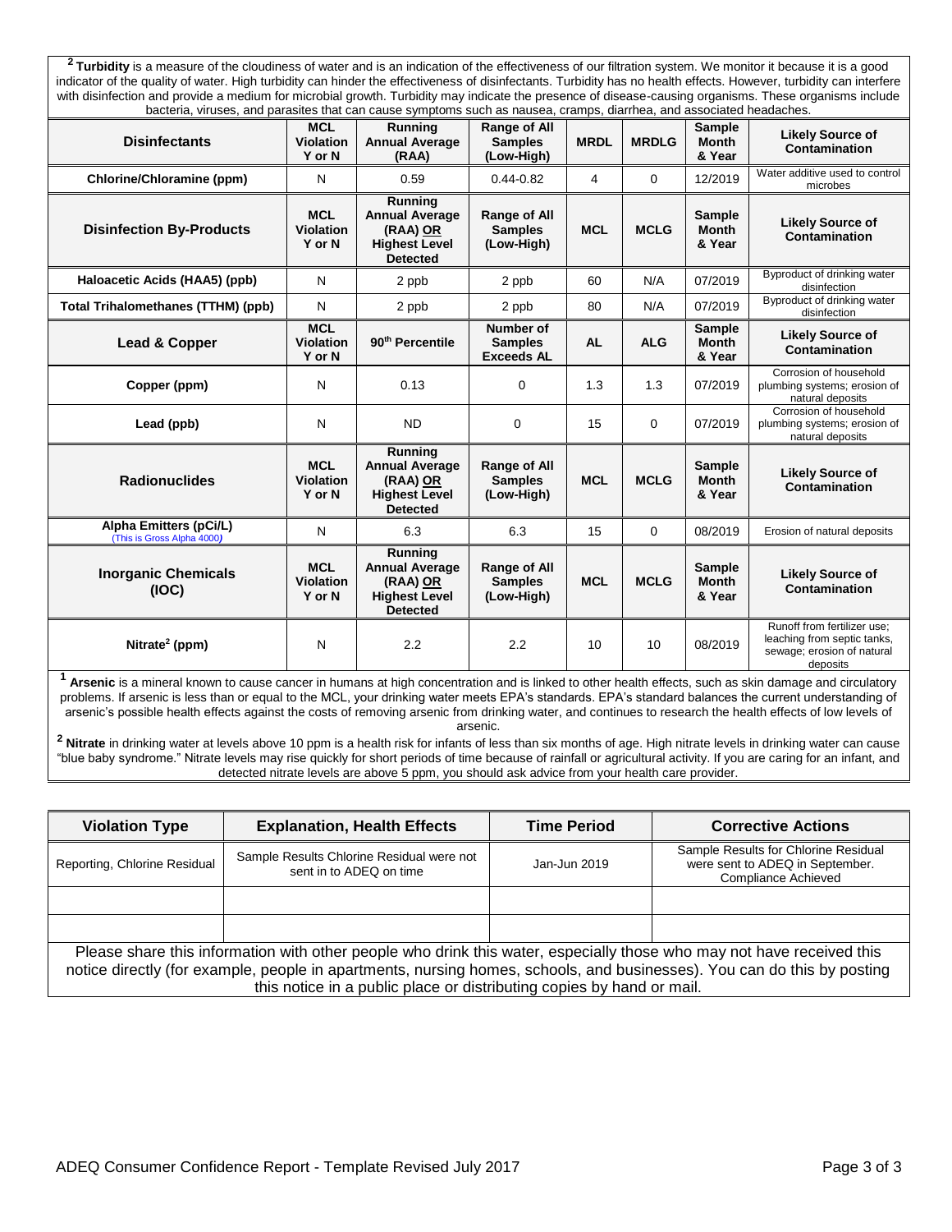[2] **Turbidity** is a measure of the cloudiness of water and is an indication of the effectiveness of our filtration system. We monitor it because it is a good indicator of the quality of water. High turbidity can hinder the effectiveness of disinfectants. Turbidity has no health effects. However, turbidity can interfere with disinfection and provide a medium for microbial growth. Turbidity may indicate the presence of disease-causing organisms. These organisms include bacteria, viruses, and parasites that can cause symptoms such as nausea, cramps, diarrhea, and associated headaches.

| **Disinfectants** | **MCL Violation Y or N** | **Running Annual Average (RAA)** | **Range of All Samples (Low-High)** | **MRDL** | **MRDLG** | **Sample Month & Year** | **Likely Source of Contamination** |
|---|---|---|---|---|---|---|---|
| **Chlorine/Chloramine (ppm)** | N | 0.59 | 0.44-0.82 | 4 | 0 | 12/2019 | Water additive used to control microbes |
| **Disinfection By-Products** | **MCL Violation Y or N** | **Running Annual Average (RAA) OR Highest Level Detected** | **Range of All Samples (Low-High)** | **MCL** | **MCLG** | **Sample Month & Year** | **Likely Source of Contamination** |
| **Haloacetic Acids (HAA5) (ppb)** | N | 2 ppb | 2 ppb | 60 | N/A | 07/2019 | Byproduct of drinking water disinfection |
| **Total Trihalomethanes (TTHM) (ppb)** | N | 2 ppb | 2 ppb | 80 | N/A | 07/2019 | Byproduct of drinking water disinfection |
| **Lead & Copper** | **MCL Violation Y or N** | **90th Percentile** | **Number of Samples Exceeds AL** | **AL** | **ALG** | **Sample Month & Year** | **Likely Source of Contamination** |
| **Copper (ppm)** | N | 0.13 | 0 | 1.3 | 1.3 | 07/2019 | Corrosion of household plumbing systems; erosion of natural deposits |
| **Lead (ppb)** | N | ND | 0 | 15 | 0 | 07/2019 | Corrosion of household plumbing systems; erosion of natural deposits |
| **Radionuclides** | **MCL Violation Y or N** | **Running Annual Average (RAA) OR Highest Level Detected** | **Range of All Samples (Low-High)** | **MCL** | **MCLG** | **Sample Month & Year** | **Likely Source of Contamination** |
| **Alpha Emitters (pCi/L)** (This is Gross Alpha 4000) | N | 6.3 | 6.3 | 15 | 0 | 08/2019 | Erosion of natural deposits |
| **Inorganic Chemicals (IOC)** | **MCL Violation Y or N** | **Running Annual Average (RAA) OR Highest Level Detected** | **Range of All Samples (Low-High)** | **MCL** | **MCLG** | **Sample Month & Year** | **Likely Source of Contamination** |
| **Nitrate[2] (ppm)** | N | 2.2 | 2.2 | 10 | 10 | 08/2019 | Runoff from fertilizer use; leaching from septic tanks, sewage; erosion of natural deposits |

[1] **Arsenic** is a mineral known to cause cancer in humans at high concentration and is linked to other health effects, such as skin damage and circulatory problems. If arsenic is less than or equal to the MCL, your drinking water meets EPA's standards. EPA's standard balances the current understanding of arsenic's possible health effects against the costs of removing arsenic from drinking water, and continues to research the health effects of low levels of arsenic.

[2] **Nitrate** in drinking water at levels above 10 ppm is a health risk for infants of less than six months of age. High nitrate levels in drinking water can cause "blue baby syndrome." Nitrate levels may rise quickly for short periods of time because of rainfall or agricultural activity. If you are caring for an infant, and detected nitrate levels are above 5 ppm, you should ask advice from your health care provider.

| Violation Type | Explanation, Health Effects | Time Period | Corrective Actions |
|---|---|---|---|
| Reporting, Chlorine Residual | Sample Results Chlorine Residual were not sent in to ADEQ on time | Jan-Jun 2019 | Sample Results for Chlorine Residual were sent to ADEQ in September. Compliance Achieved |
| | | | |
| | | | |

Please share this information with other people who drink this water, especially those who may not have received this notice directly (for example, people in apartments, nursing homes, schools, and businesses). You can do this by posting this notice in a public place or distributing copies by hand or mail.